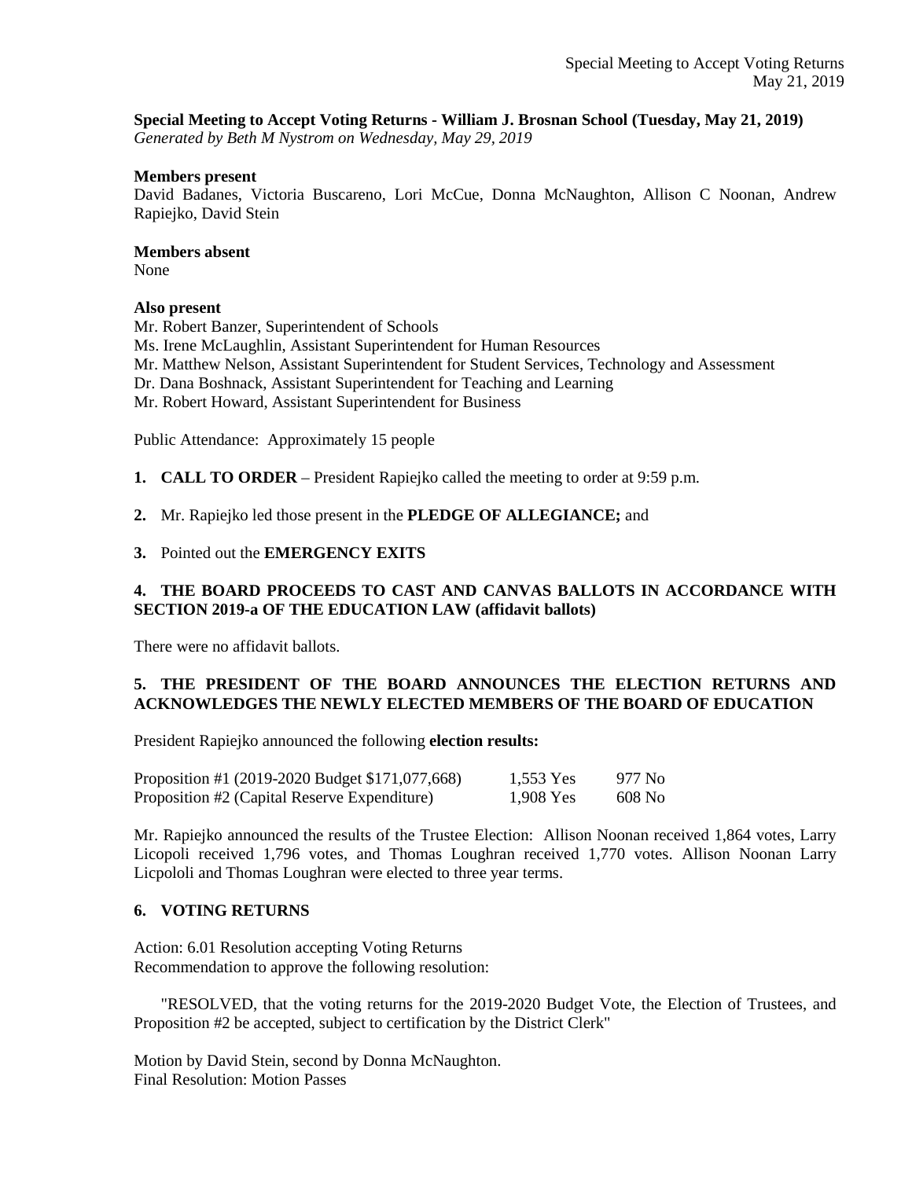**Special Meeting to Accept Voting Returns - William J. Brosnan School (Tuesday, May 21, 2019)**
*Generated by Beth M Nystrom on Wednesday, May 29, 2019*

**Members present**
David Badanes, Victoria Buscareno, Lori McCue, Donna McNaughton, Allison C Noonan, Andrew Rapiejko, David Stein

**Members absent**
None

**Also present**
Mr. Robert Banzer, Superintendent of Schools
Ms. Irene McLaughlin, Assistant Superintendent for Human Resources
Mr. Matthew Nelson, Assistant Superintendent for Student Services, Technology and Assessment
Dr. Dana Boshnack, Assistant Superintendent for Teaching and Learning
Mr. Robert Howard, Assistant Superintendent for Business

Public Attendance: Approximately 15 people

1. **CALL TO ORDER** – President Rapiejko called the meeting to order at 9:59 p.m.

2. Mr. Rapiejko led those present in the **PLEDGE OF ALLEGIANCE;** and

3. Pointed out the **EMERGENCY EXITS**

**4. THE BOARD PROCEEDS TO CAST AND CANVAS BALLOTS IN ACCORDANCE WITH SECTION 2019-a OF THE EDUCATION LAW (affidavit ballots)**

There were no affidavit ballots.

**5. THE PRESIDENT OF THE BOARD ANNOUNCES THE ELECTION RETURNS AND ACKNOWLEDGES THE NEWLY ELECTED MEMBERS OF THE BOARD OF EDUCATION**

President Rapiejko announced the following **election results:**

| | | |
|---|---|---|
| Proposition #1 (2019-2020 Budget $171,077,668) | 1,553 Yes | 977 No |
| Proposition #2 (Capital Reserve Expenditure) | 1,908 Yes | 608 No |

Mr. Rapiejko announced the results of the Trustee Election: Allison Noonan received 1,864 votes, Larry Licopoli received 1,796 votes, and Thomas Loughran received 1,770 votes. Allison Noonan Larry Licpololi and Thomas Loughran were elected to three year terms.

**6. VOTING RETURNS**

Action: 6.01 Resolution accepting Voting Returns
Recommendation to approve the following resolution:

"RESOLVED, that the voting returns for the 2019-2020 Budget Vote, the Election of Trustees, and Proposition #2 be accepted, subject to certification by the District Clerk"

Motion by David Stein, second by Donna McNaughton.
Final Resolution: Motion Passes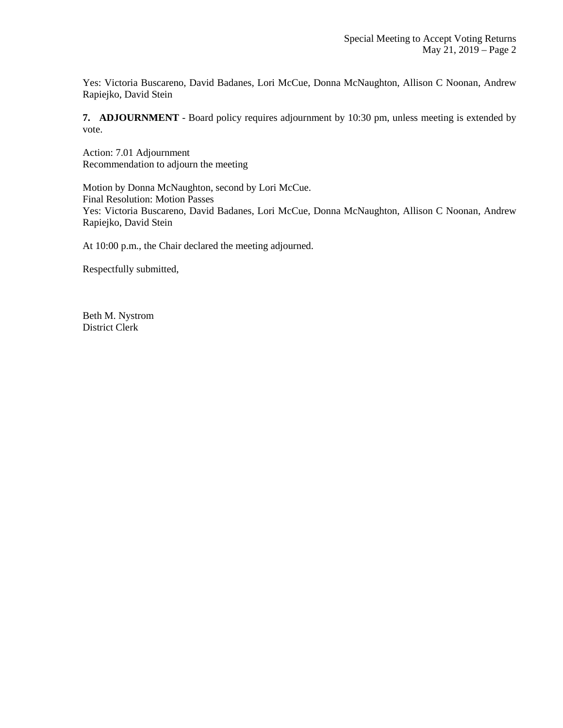Yes: Victoria Buscareno, David Badanes, Lori McCue, Donna McNaughton, Allison C Noonan, Andrew Rapiejko, David Stein

**7. ADJOURNMENT** - Board policy requires adjournment by 10:30 pm, unless meeting is extended by vote.

Action: 7.01 Adjournment
Recommendation to adjourn the meeting

Motion by Donna McNaughton, second by Lori McCue.
Final Resolution: Motion Passes
Yes: Victoria Buscareno, David Badanes, Lori McCue, Donna McNaughton, Allison C Noonan, Andrew Rapiejko, David Stein

At 10:00 p.m., the Chair declared the meeting adjourned.

Respectfully submitted,

Beth M. Nystrom
District Clerk